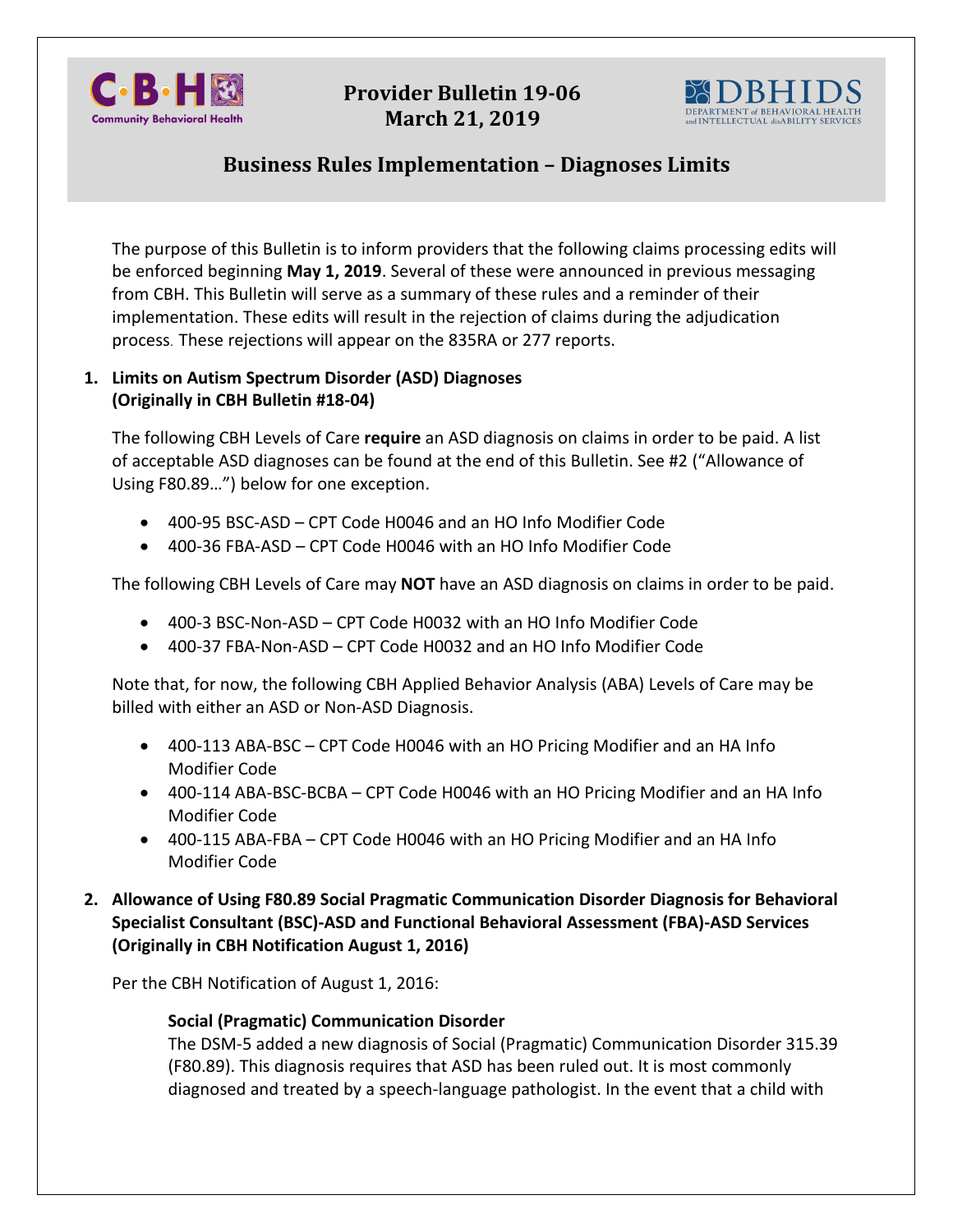# Provider Bulletin 19-06
# March 21, 2019

## Business Rules Implementation – Diagnoses Limits

The purpose of this Bulletin is to inform providers that the following claims processing edits will be enforced beginning **May 1, 2019**. Several of these were announced in previous messaging from CBH. This Bulletin will serve as a summary of these rules and a reminder of their implementation. These edits will result in the rejection of claims during the adjudication process. These rejections will appear on the 835RA or 277 reports.

1. **Limits on Autism Spectrum Disorder (ASD) Diagnoses (Originally in CBH Bulletin #18-04)**

   The following CBH Levels of Care **require** an ASD diagnosis on claims in order to be paid. A list of acceptable ASD diagnoses can be found at the end of this Bulletin. See #2 ("Allowance of Using F80.89…") below for one exception.

   - 400-95 BSC-ASD – CPT Code H0046 and an HO Info Modifier Code
   - 400-36 FBA-ASD – CPT Code H0046 with an HO Info Modifier Code

   The following CBH Levels of Care may **NOT** have an ASD diagnosis on claims in order to be paid.

   - 400-3 BSC-Non-ASD – CPT Code H0032 with an HO Info Modifier Code
   - 400-37 FBA-Non-ASD – CPT Code H0032 and an HO Info Modifier Code

   Note that, for now, the following CBH Applied Behavior Analysis (ABA) Levels of Care may be billed with either an ASD or Non-ASD Diagnosis.

   - 400-113 ABA-BSC – CPT Code H0046 with an HO Pricing Modifier and an HA Info Modifier Code
   - 400-114 ABA-BSC-BCBA – CPT Code H0046 with an HO Pricing Modifier and an HA Info Modifier Code
   - 400-115 ABA-FBA – CPT Code H0046 with an HO Pricing Modifier and an HA Info Modifier Code

2. **Allowance of Using F80.89 Social Pragmatic Communication Disorder Diagnosis for Behavioral Specialist Consultant (BSC)-ASD and Functional Behavioral Assessment (FBA)-ASD Services (Originally in CBH Notification August 1, 2016)**

   Per the CBH Notification of August 1, 2016:

   > **Social (Pragmatic) Communication Disorder**
   > The DSM-5 added a new diagnosis of Social (Pragmatic) Communication Disorder 315.39 (F80.89). This diagnosis requires that ASD has been ruled out. It is most commonly diagnosed and treated by a speech-language pathologist. In the event that a child with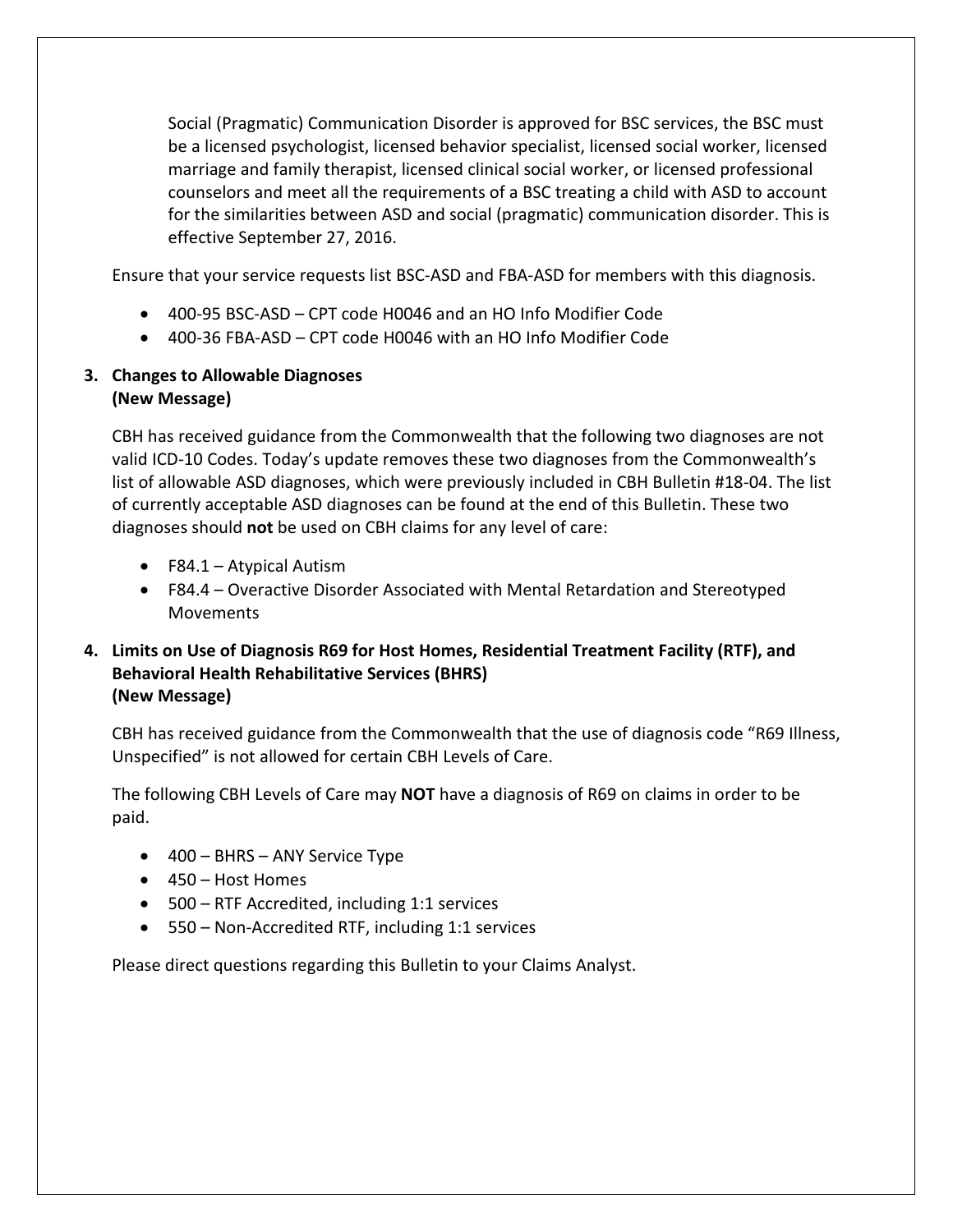Social (Pragmatic) Communication Disorder is approved for BSC services, the BSC must be a licensed psychologist, licensed behavior specialist, licensed social worker, licensed marriage and family therapist, licensed clinical social worker, or licensed professional counselors and meet all the requirements of a BSC treating a child with ASD to account for the similarities between ASD and social (pragmatic) communication disorder. This is effective September 27, 2016.

Ensure that your service requests list BSC-ASD and FBA-ASD for members with this diagnosis.

- 400-95 BSC-ASD – CPT code H0046 and an HO Info Modifier Code
- 400-36 FBA-ASD – CPT code H0046 with an HO Info Modifier Code

**3. Changes to Allowable Diagnoses**
**(New Message)**

CBH has received guidance from the Commonwealth that the following two diagnoses are not valid ICD-10 Codes. Today's update removes these two diagnoses from the Commonwealth's list of allowable ASD diagnoses, which were previously included in CBH Bulletin #18-04. The list of currently acceptable ASD diagnoses can be found at the end of this Bulletin. These two diagnoses should **not** be used on CBH claims for any level of care:

- F84.1 – Atypical Autism
- F84.4 – Overactive Disorder Associated with Mental Retardation and Stereotyped Movements

**4. Limits on Use of Diagnosis R69 for Host Homes, Residential Treatment Facility (RTF), and Behavioral Health Rehabilitative Services (BHRS)**
**(New Message)**

CBH has received guidance from the Commonwealth that the use of diagnosis code "R69 Illness, Unspecified" is not allowed for certain CBH Levels of Care.

The following CBH Levels of Care may **NOT** have a diagnosis of R69 on claims in order to be paid.

- 400 – BHRS – ANY Service Type
- 450 – Host Homes
- 500 – RTF Accredited, including 1:1 services
- 550 – Non-Accredited RTF, including 1:1 services

Please direct questions regarding this Bulletin to your Claims Analyst.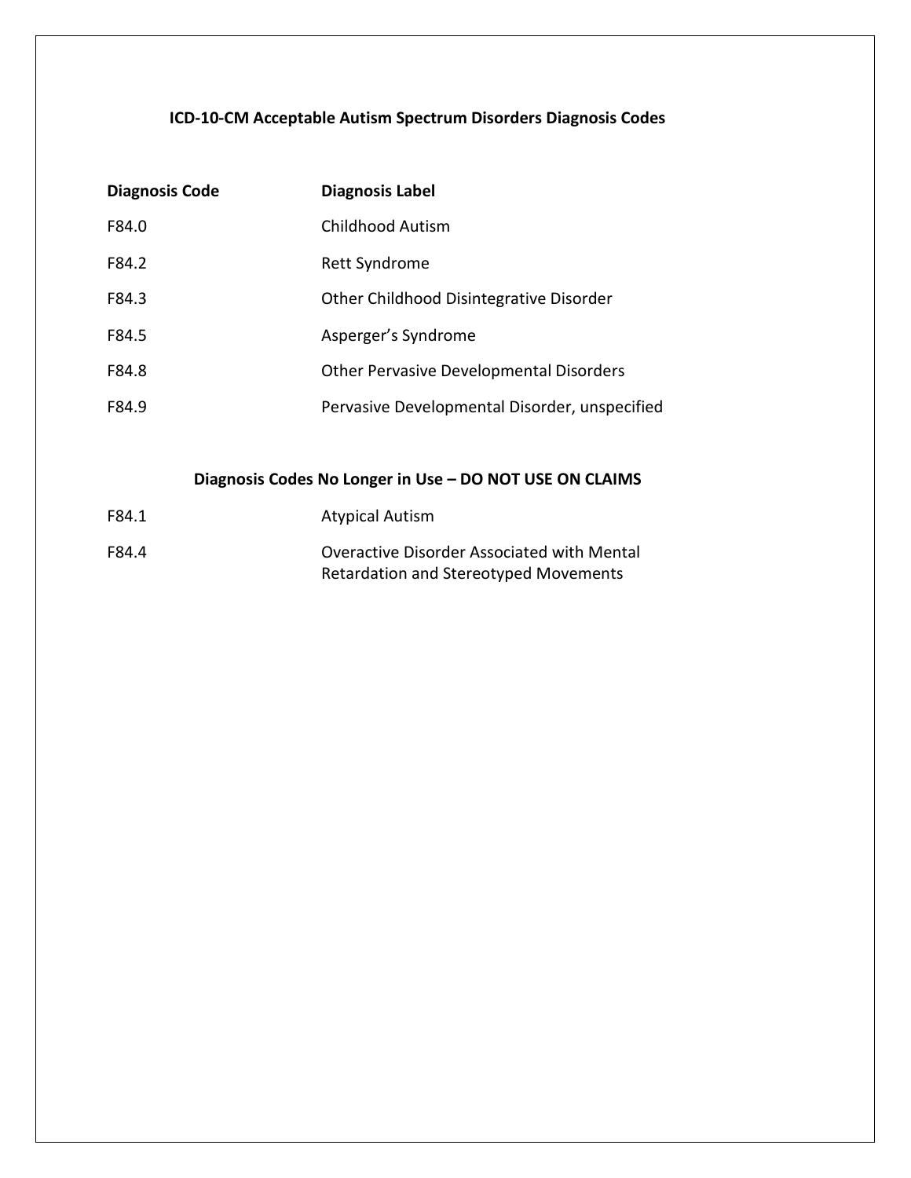## ICD-10-CM Acceptable Autism Spectrum Disorders Diagnosis Codes

| Diagnosis Code | Diagnosis Label |
|---|---|
| F84.0 | Childhood Autism |
| F84.2 | Rett Syndrome |
| F84.3 | Other Childhood Disintegrative Disorder |
| F84.5 | Asperger's Syndrome |
| F84.8 | Other Pervasive Developmental Disorders |
| F84.9 | Pervasive Developmental Disorder, unspecified |

## Diagnosis Codes No Longer in Use – DO NOT USE ON CLAIMS

| | |
|---|---|
| F84.1 | Atypical Autism |
| F84.4 | Overactive Disorder Associated with Mental Retardation and Stereotyped Movements |